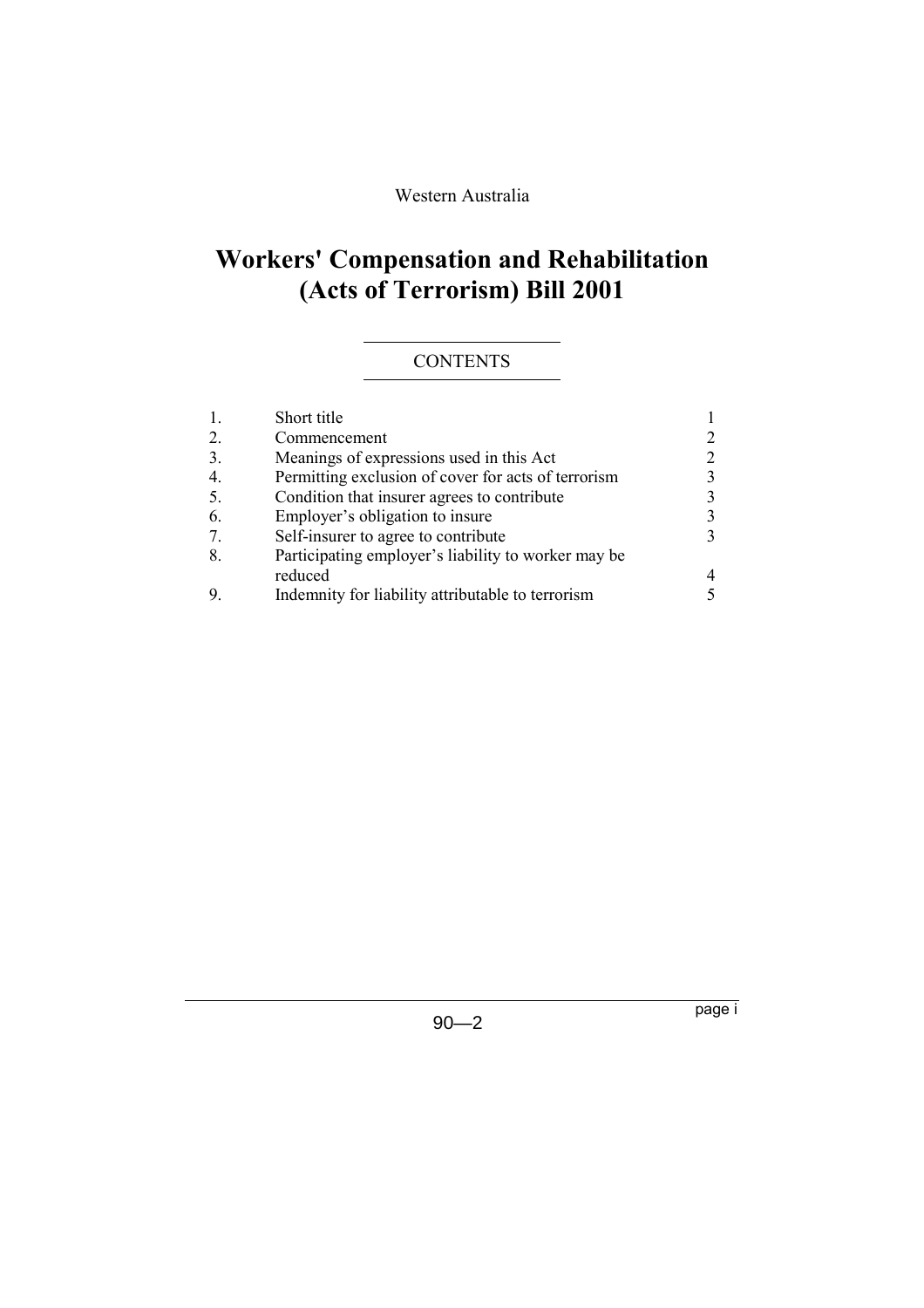Western Australia

# Workers' Compensation and Rehabilitation (Acts of Terrorism) Bill 2001

## CONTENTS

| | | |
|---|---|---|
| 1. | Short title | 1 |
| 2. | Commencement | 2 |
| 3. | Meanings of expressions used in this Act | 2 |
| 4. | Permitting exclusion of cover for acts of terrorism | 3 |
| 5. | Condition that insurer agrees to contribute | 3 |
| 6. | Employer's obligation to insure | 3 |
| 7. | Self-insurer to agree to contribute | 3 |
| 8. | Participating employer's liability to worker may be reduced | 4 |
| 9. | Indemnity for liability attributable to terrorism | 5 |

90—2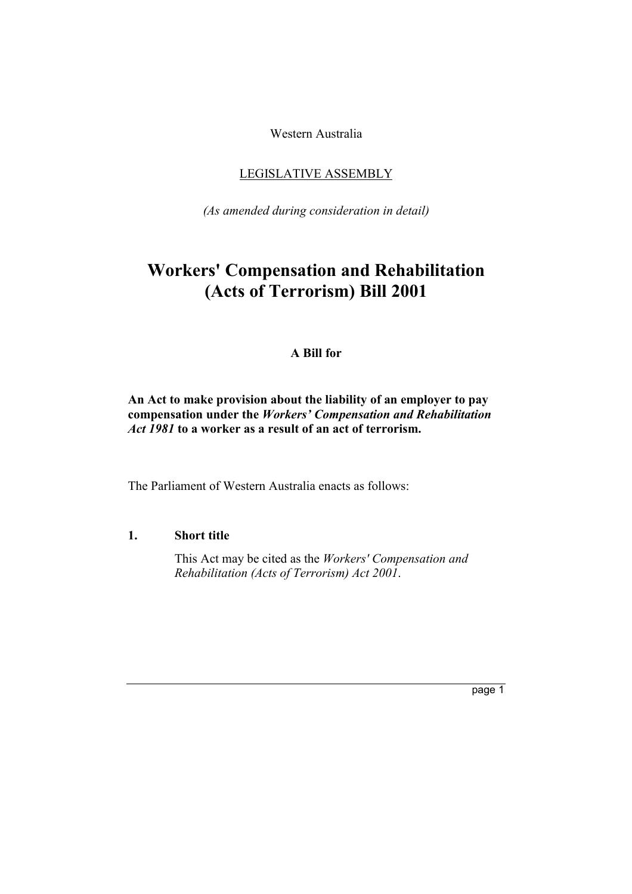Western Australia

LEGISLATIVE ASSEMBLY

*(As amended during consideration in detail)*

# Workers' Compensation and Rehabilitation (Acts of Terrorism) Bill 2001

**A Bill for**

**An Act to make provision about the liability of an employer to pay compensation under the *Workers' Compensation and Rehabilitation Act 1981* to a worker as a result of an act of terrorism.**

The Parliament of Western Australia enacts as follows:

## 1. Short title

This Act may be cited as the *Workers' Compensation and Rehabilitation (Acts of Terrorism) Act 2001*.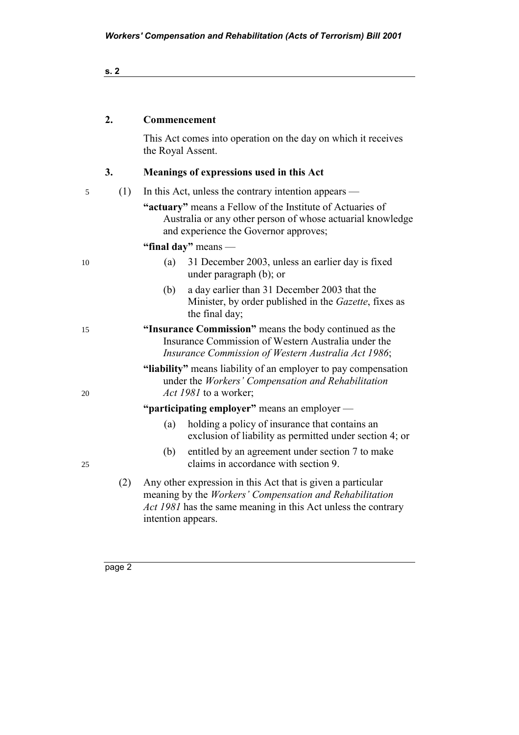## 2. Commencement

This Act comes into operation on the day on which it receives the Royal Assent.

## 3. Meanings of expressions used in this Act

(1) In this Act, unless the contrary intention appears —

**"actuary"** means a Fellow of the Institute of Actuaries of Australia or any other person of whose actuarial knowledge and experience the Governor approves;

**"final day"** means —

(a) 31 December 2003, unless an earlier day is fixed under paragraph (b); or

(b) a day earlier than 31 December 2003 that the Minister, by order published in the *Gazette*, fixes as the final day;

**"Insurance Commission"** means the body continued as the Insurance Commission of Western Australia under the *Insurance Commission of Western Australia Act 1986*;

**"liability"** means liability of an employer to pay compensation under the *Workers' Compensation and Rehabilitation Act 1981* to a worker;

**"participating employer"** means an employer —

(a) holding a policy of insurance that contains an exclusion of liability as permitted under section 4; or

(b) entitled by an agreement under section 7 to make claims in accordance with section 9.

(2) Any other expression in this Act that is given a particular meaning by the *Workers' Compensation and Rehabilitation Act 1981* has the same meaning in this Act unless the contrary intention appears.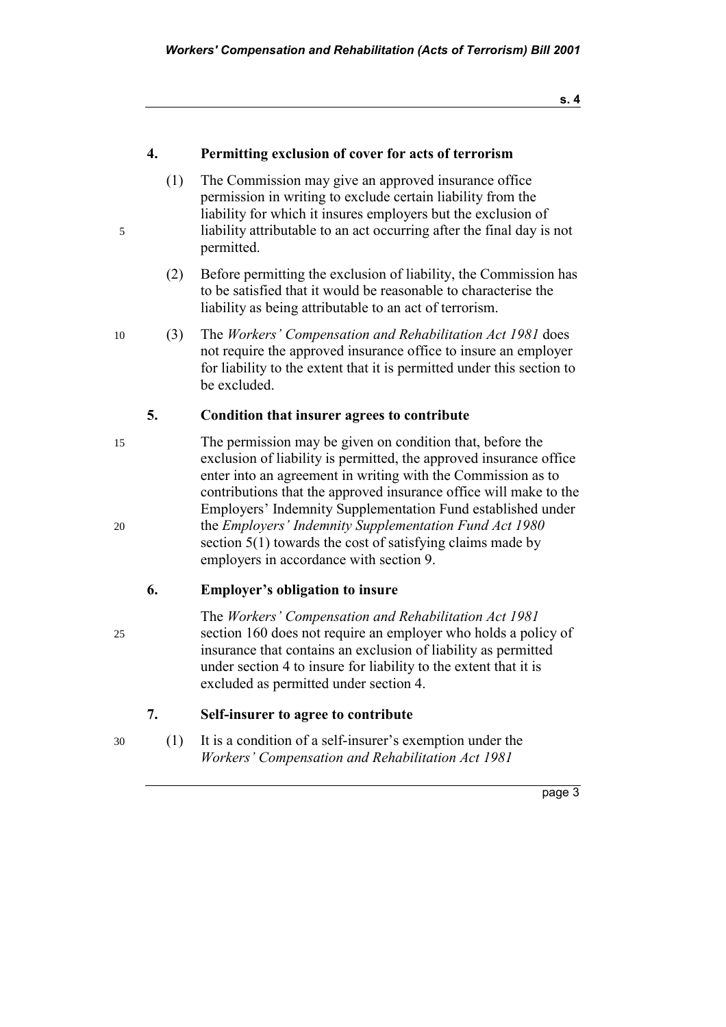### 4. Permitting exclusion of cover for acts of terrorism

(1) The Commission may give an approved insurance office permission in writing to exclude certain liability from the liability for which it insures employers but the exclusion of liability attributable to an act occurring after the final day is not permitted.

(2) Before permitting the exclusion of liability, the Commission has to be satisfied that it would be reasonable to characterise the liability as being attributable to an act of terrorism.

(3) The *Workers' Compensation and Rehabilitation Act 1981* does not require the approved insurance office to insure an employer for liability to the extent that it is permitted under this section to be excluded.

### 5. Condition that insurer agrees to contribute

The permission may be given on condition that, before the exclusion of liability is permitted, the approved insurance office enter into an agreement in writing with the Commission as to contributions that the approved insurance office will make to the Employers' Indemnity Supplementation Fund established under the *Employers' Indemnity Supplementation Fund Act 1980* section 5(1) towards the cost of satisfying claims made by employers in accordance with section 9.

### 6. Employer's obligation to insure

The *Workers' Compensation and Rehabilitation Act 1981* section 160 does not require an employer who holds a policy of insurance that contains an exclusion of liability as permitted under section 4 to insure for liability to the extent that it is excluded as permitted under section 4.

### 7. Self-insurer to agree to contribute

(1) It is a condition of a self-insurer's exemption under the *Workers' Compensation and Rehabilitation Act 1981*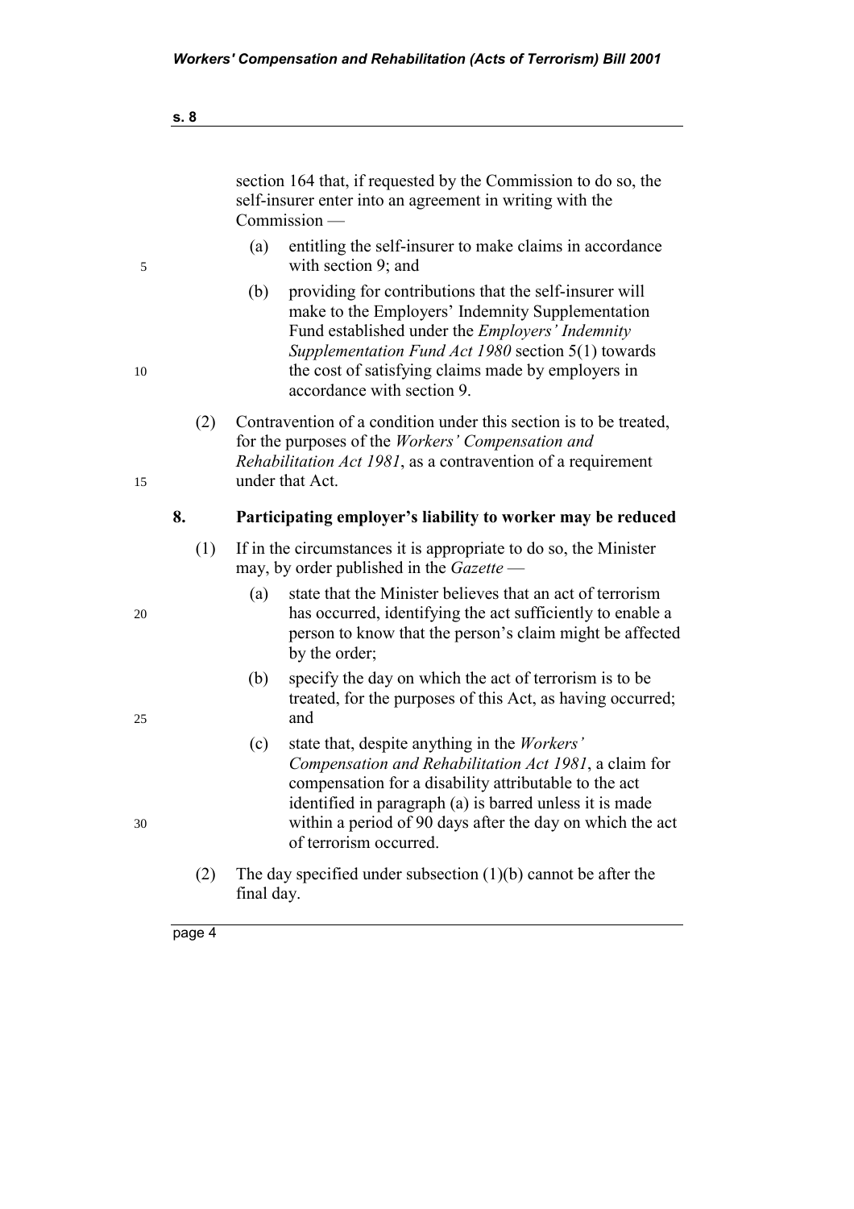section 164 that, if requested by the Commission to do so, the self-insurer enter into an agreement in writing with the Commission —

(a) entitling the self-insurer to make claims in accordance with section 9; and

(b) providing for contributions that the self-insurer will make to the Employers' Indemnity Supplementation Fund established under the *Employers' Indemnity Supplementation Fund Act 1980* section 5(1) towards the cost of satisfying claims made by employers in accordance with section 9.

(2) Contravention of a condition under this section is to be treated, for the purposes of the *Workers' Compensation and Rehabilitation Act 1981*, as a contravention of a requirement under that Act.

### 8. Participating employer's liability to worker may be reduced

(1) If in the circumstances it is appropriate to do so, the Minister may, by order published in the *Gazette* —

(a) state that the Minister believes that an act of terrorism has occurred, identifying the act sufficiently to enable a person to know that the person's claim might be affected by the order;

(b) specify the day on which the act of terrorism is to be treated, for the purposes of this Act, as having occurred; and

(c) state that, despite anything in the *Workers' Compensation and Rehabilitation Act 1981*, a claim for compensation for a disability attributable to the act identified in paragraph (a) is barred unless it is made within a period of 90 days after the day on which the act of terrorism occurred.

(2) The day specified under subsection (1)(b) cannot be after the final day.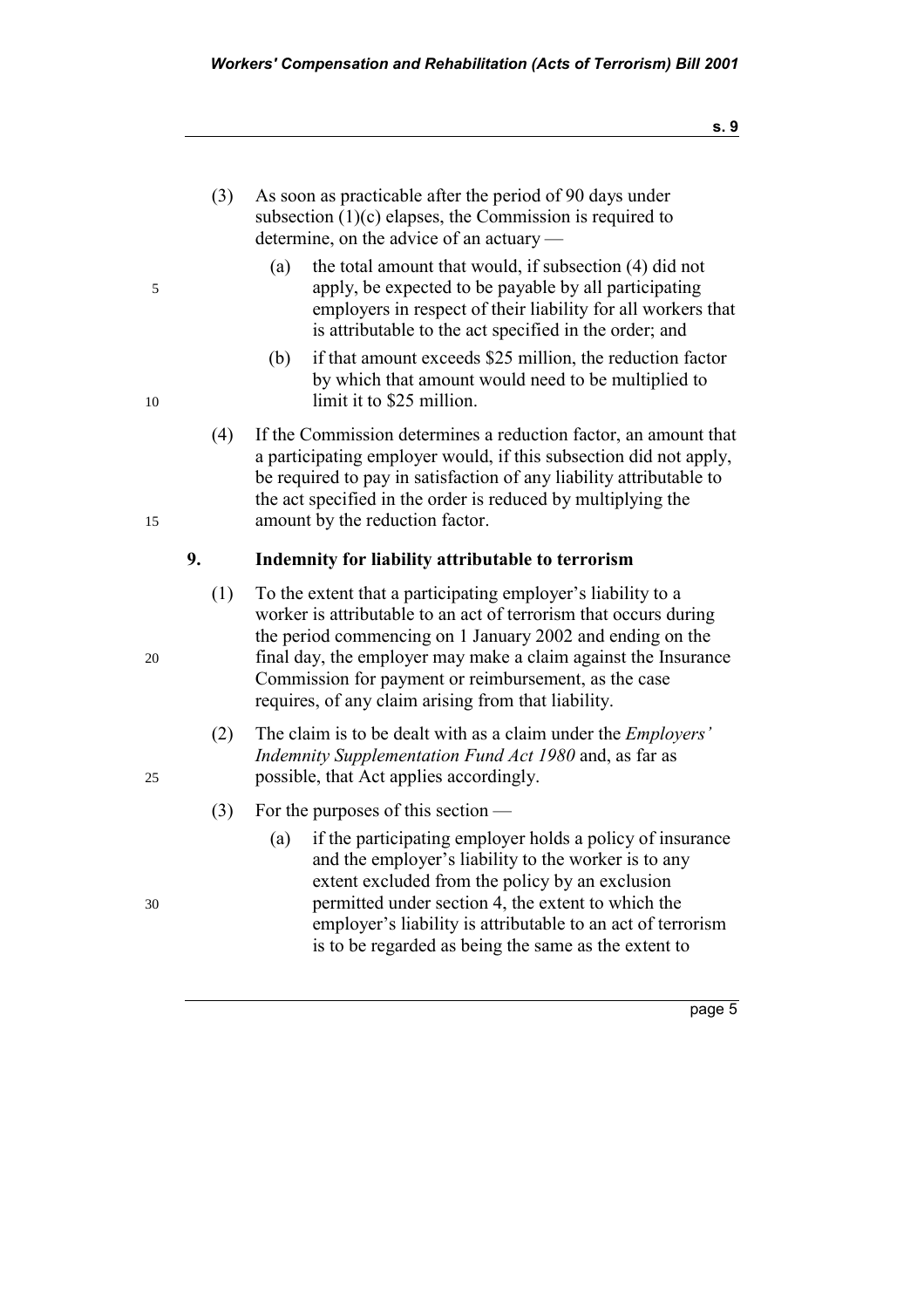(3) As soon as practicable after the period of 90 days under subsection (1)(c) elapses, the Commission is required to determine, on the advice of an actuary —

(a) the total amount that would, if subsection (4) did not apply, be expected to be payable by all participating employers in respect of their liability for all workers that is attributable to the act specified in the order; and

(b) if that amount exceeds $25 million, the reduction factor by which that amount would need to be multiplied to limit it to $25 million.

(4) If the Commission determines a reduction factor, an amount that a participating employer would, if this subsection did not apply, be required to pay in satisfaction of any liability attributable to the act specified in the order is reduced by multiplying the amount by the reduction factor.

### 9. Indemnity for liability attributable to terrorism

(1) To the extent that a participating employer's liability to a worker is attributable to an act of terrorism that occurs during the period commencing on 1 January 2002 and ending on the final day, the employer may make a claim against the Insurance Commission for payment or reimbursement, as the case requires, of any claim arising from that liability.

(2) The claim is to be dealt with as a claim under the *Employers' Indemnity Supplementation Fund Act 1980* and, as far as possible, that Act applies accordingly.

(3) For the purposes of this section —

(a) if the participating employer holds a policy of insurance and the employer's liability to the worker is to any extent excluded from the policy by an exclusion permitted under section 4, the extent to which the employer's liability is attributable to an act of terrorism is to be regarded as being the same as the extent to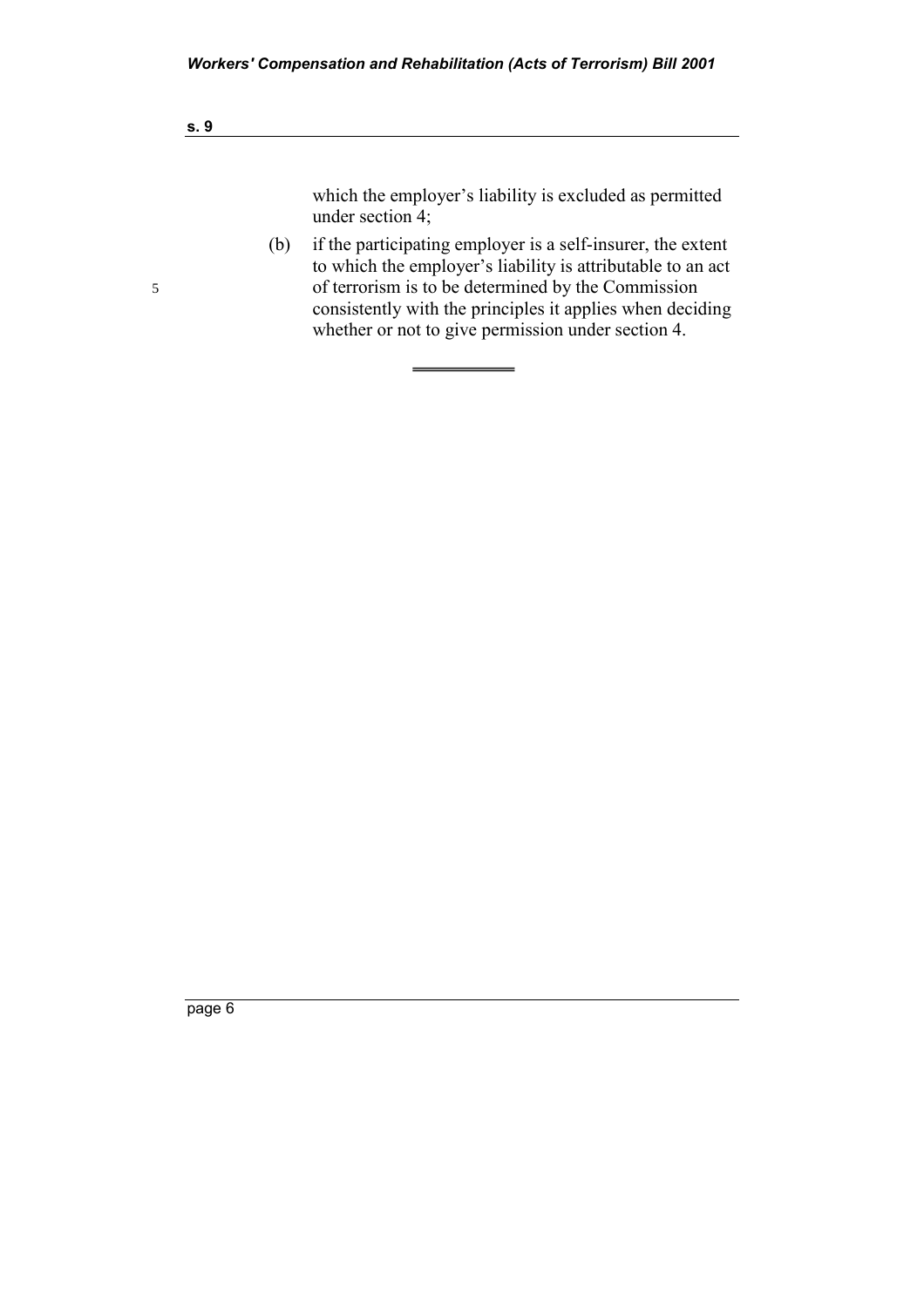which the employer's liability is excluded as permitted under section 4;

(b) if the participating employer is a self-insurer, the extent to which the employer's liability is attributable to an act of terrorism is to be determined by the Commission consistently with the principles it applies when deciding whether or not to give permission under section 4.